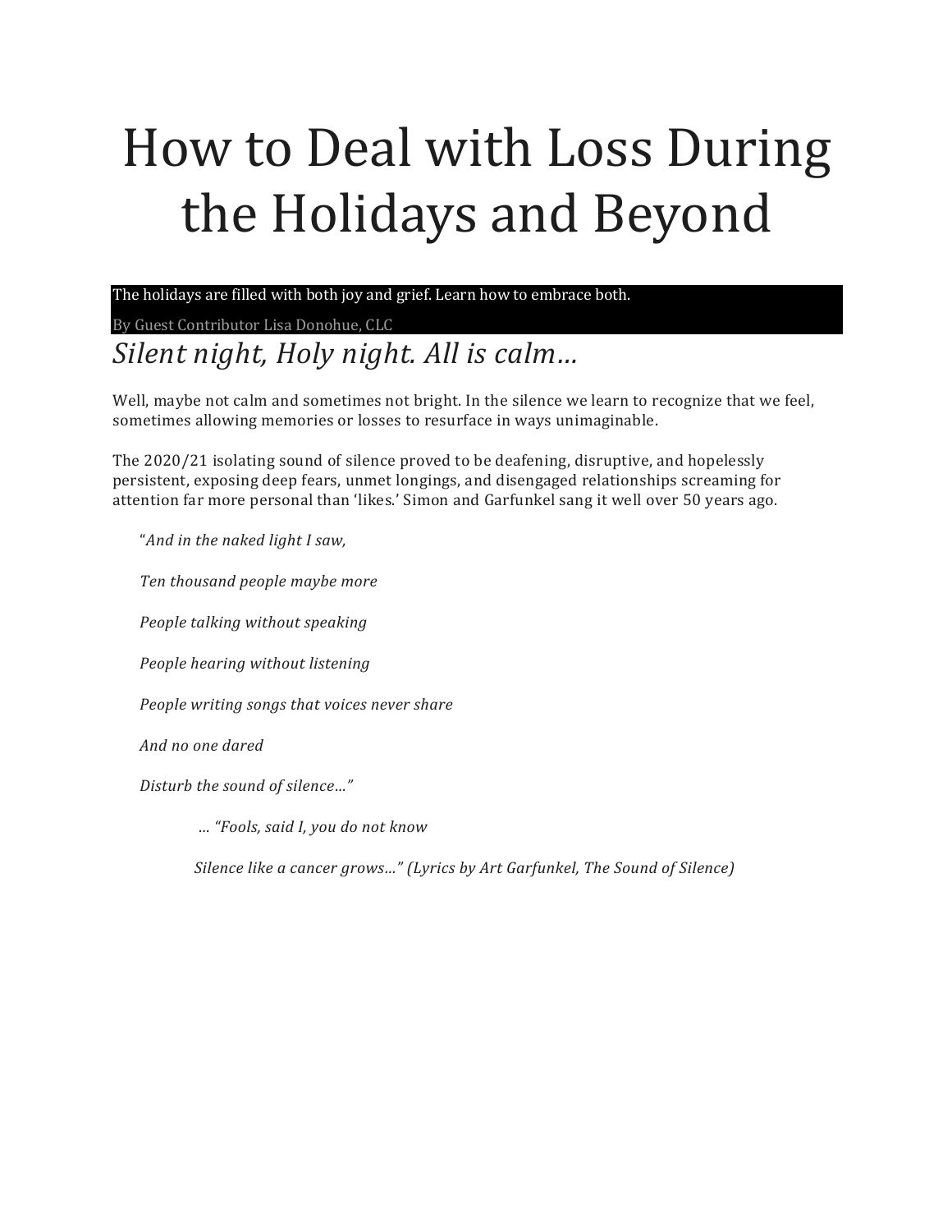# How to Deal with Loss During the Holidays and Beyond

The holidays are filled with both joy and grief. Learn how to embrace both.

By Guest Contributor Lisa Donohue, CLC

## *Silent night, Holy night. All is calm…*

Well, maybe not calm and sometimes not bright. In the silence we learn to recognize that we feel, sometimes allowing memories or losses to resurface in ways unimaginable.

The 2020/21 isolating sound of silence proved to be deafening, disruptive, and hopelessly persistent, exposing deep fears, unmet longings, and disengaged relationships screaming for attention far more personal than 'likes.' Simon and Garfunkel sang it well over 50 years ago.

> "*And in the naked light I saw,*
>
> *Ten thousand people maybe more*
>
> *People talking without speaking*
>
> *People hearing without listening*
>
> *People writing songs that voices never share*
>
> *And no one dared*
>
> *Disturb the sound of silence…"*
>
> *… "Fools, said I, you do not know*
>
> *Silence like a cancer grows…" (Lyrics by Art Garfunkel, The Sound of Silence)*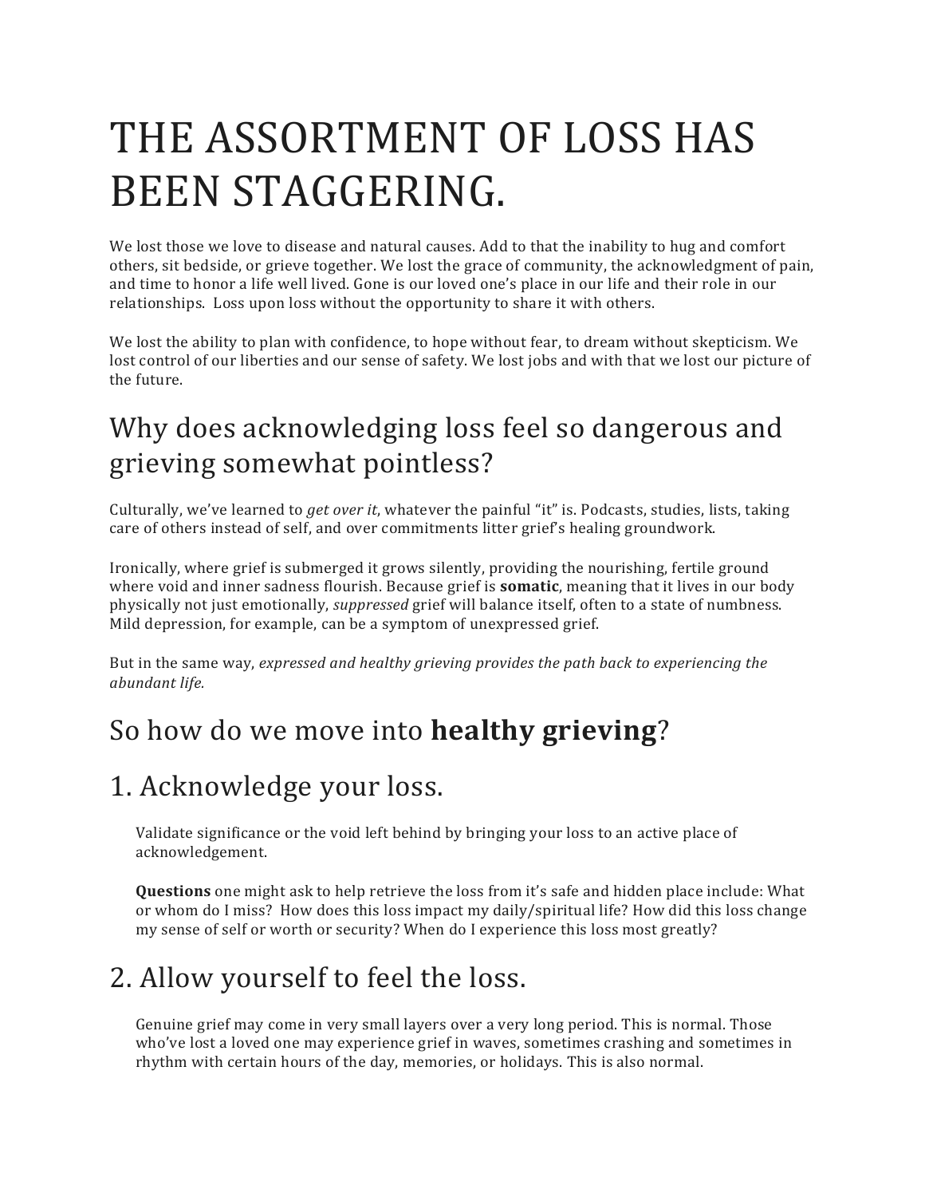# THE ASSORTMENT OF LOSS HAS BEEN STAGGERING.

We lost those we love to disease and natural causes. Add to that the inability to hug and comfort others, sit bedside, or grieve together. We lost the grace of community, the acknowledgment of pain, and time to honor a life well lived. Gone is our loved one's place in our life and their role in our relationships. Loss upon loss without the opportunity to share it with others.

We lost the ability to plan with confidence, to hope without fear, to dream without skepticism. We lost control of our liberties and our sense of safety. We lost jobs and with that we lost our picture of the future.

## Why does acknowledging loss feel so dangerous and grieving somewhat pointless?

Culturally, we've learned to *get over it*, whatever the painful "it" is. Podcasts, studies, lists, taking care of others instead of self, and over commitments litter grief's healing groundwork.

Ironically, where grief is submerged it grows silently, providing the nourishing, fertile ground where void and inner sadness flourish. Because grief is **somatic**, meaning that it lives in our body physically not just emotionally, *suppressed* grief will balance itself, often to a state of numbness. Mild depression, for example, can be a symptom of unexpressed grief.

But in the same way, *expressed and healthy grieving provides the path back to experiencing the abundant life.*

## So how do we move into **healthy grieving**?

## 1. Acknowledge your loss.

Validate significance or the void left behind by bringing your loss to an active place of acknowledgement.

**Questions** one might ask to help retrieve the loss from it's safe and hidden place include: What or whom do I miss? How does this loss impact my daily/spiritual life? How did this loss change my sense of self or worth or security? When do I experience this loss most greatly?

## 2. Allow yourself to feel the loss.

Genuine grief may come in very small layers over a very long period. This is normal. Those who've lost a loved one may experience grief in waves, sometimes crashing and sometimes in rhythm with certain hours of the day, memories, or holidays. This is also normal.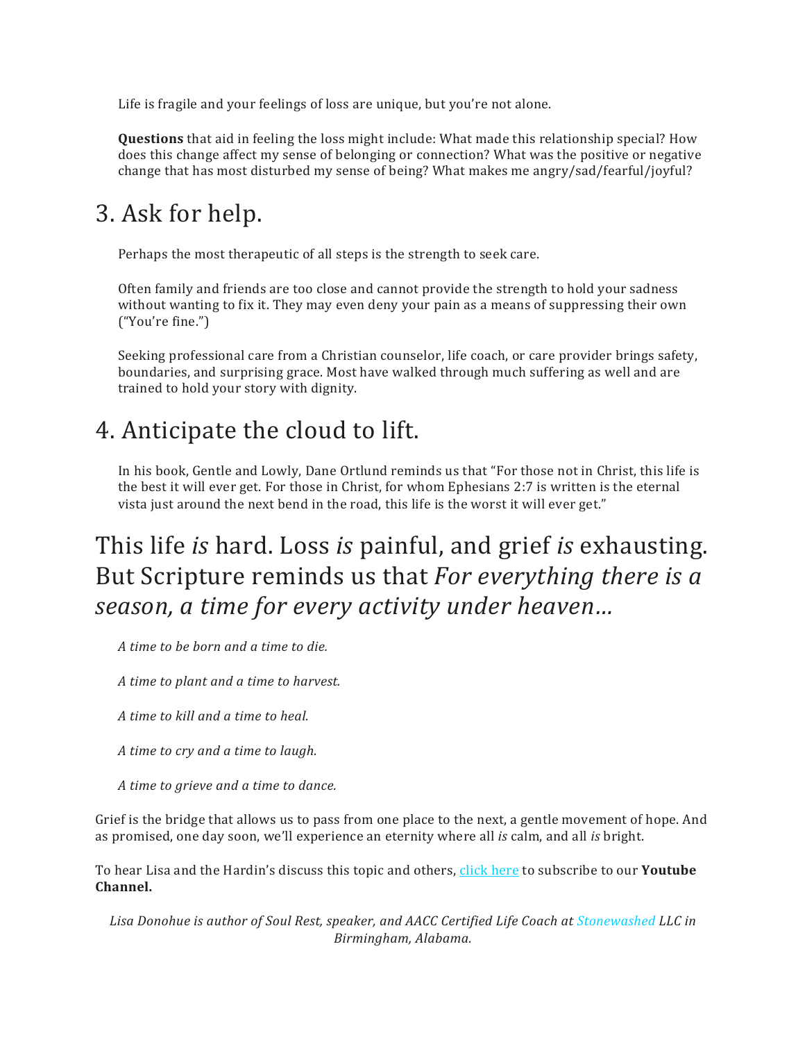Life is fragile and your feelings of loss are unique, but you're not alone.

**Questions** that aid in feeling the loss might include: What made this relationship special? How does this change affect my sense of belonging or connection? What was the positive or negative change that has most disturbed my sense of being? What makes me angry/sad/fearful/joyful?

## 3. Ask for help.

Perhaps the most therapeutic of all steps is the strength to seek care.

Often family and friends are too close and cannot provide the strength to hold your sadness without wanting to fix it. They may even deny your pain as a means of suppressing their own ("You're fine.")

Seeking professional care from a Christian counselor, life coach, or care provider brings safety, boundaries, and surprising grace. Most have walked through much suffering as well and are trained to hold your story with dignity.

## 4. Anticipate the cloud to lift.

In his book, Gentle and Lowly, Dane Ortlund reminds us that "For those not in Christ, this life is the best it will ever get. For those in Christ, for whom Ephesians 2:7 is written is the eternal vista just around the next bend in the road, this life is the worst it will ever get."

## This life *is* hard. Loss *is* painful, and grief *is* exhausting. But Scripture reminds us that *For everything there is a season, a time for every activity under heaven…*

*A time to be born and a time to die.*

*A time to plant and a time to harvest.*

*A time to kill and a time to heal.*

*A time to cry and a time to laugh.*

*A time to grieve and a time to dance.*

Grief is the bridge that allows us to pass from one place to the next, a gentle movement of hope. And as promised, one day soon, we'll experience an eternity where all *is* calm, and all *is* bright.

To hear Lisa and the Hardin's discuss this topic and others, click here to subscribe to our **Youtube Channel.**

*Lisa Donohue is author of Soul Rest, speaker, and AACC Certified Life Coach at Stonewashed LLC in Birmingham, Alabama.*